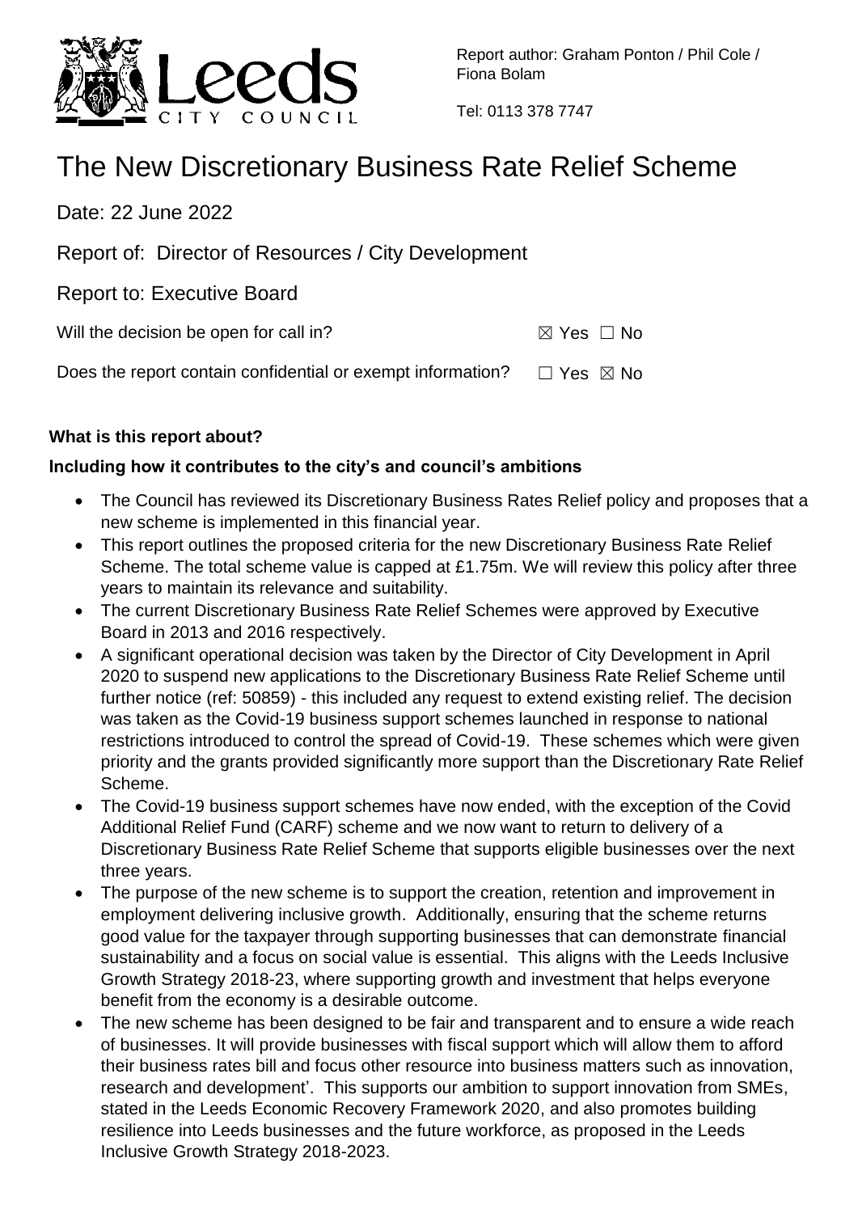Report author: Graham Ponton / Phil Cole / Fiona Bolam

Tel: 0113 378 7747

# The New Discretionary Business Rate Relief Scheme

Date: 22 June 2022

Report of: Director of Resources / City Development

Report to: Executive Board

Will the decision be open for call in? ☒ Yes ☐ No

Does the report contain confidential or exempt information? ☐ Yes ☒ No

**What is this report about?**

**Including how it contributes to the city's and council's ambitions**

- The Council has reviewed its Discretionary Business Rates Relief policy and proposes that a new scheme is implemented in this financial year.
- This report outlines the proposed criteria for the new Discretionary Business Rate Relief Scheme. The total scheme value is capped at £1.75m. We will review this policy after three years to maintain its relevance and suitability.
- The current Discretionary Business Rate Relief Schemes were approved by Executive Board in 2013 and 2016 respectively.
- A significant operational decision was taken by the Director of City Development in April 2020 to suspend new applications to the Discretionary Business Rate Relief Scheme until further notice (ref: 50859) - this included any request to extend existing relief. The decision was taken as the Covid-19 business support schemes launched in response to national restrictions introduced to control the spread of Covid-19. These schemes which were given priority and the grants provided significantly more support than the Discretionary Rate Relief Scheme.
- The Covid-19 business support schemes have now ended, with the exception of the Covid Additional Relief Fund (CARF) scheme and we now want to return to delivery of a Discretionary Business Rate Relief Scheme that supports eligible businesses over the next three years.
- The purpose of the new scheme is to support the creation, retention and improvement in employment delivering inclusive growth. Additionally, ensuring that the scheme returns good value for the taxpayer through supporting businesses that can demonstrate financial sustainability and a focus on social value is essential. This aligns with the Leeds Inclusive Growth Strategy 2018-23, where supporting growth and investment that helps everyone benefit from the economy is a desirable outcome.
- The new scheme has been designed to be fair and transparent and to ensure a wide reach of businesses. It will provide businesses with fiscal support which will allow them to afford their business rates bill and focus other resource into business matters such as innovation, research and development'. This supports our ambition to support innovation from SMEs, stated in the Leeds Economic Recovery Framework 2020, and also promotes building resilience into Leeds businesses and the future workforce, as proposed in the Leeds Inclusive Growth Strategy 2018-2023.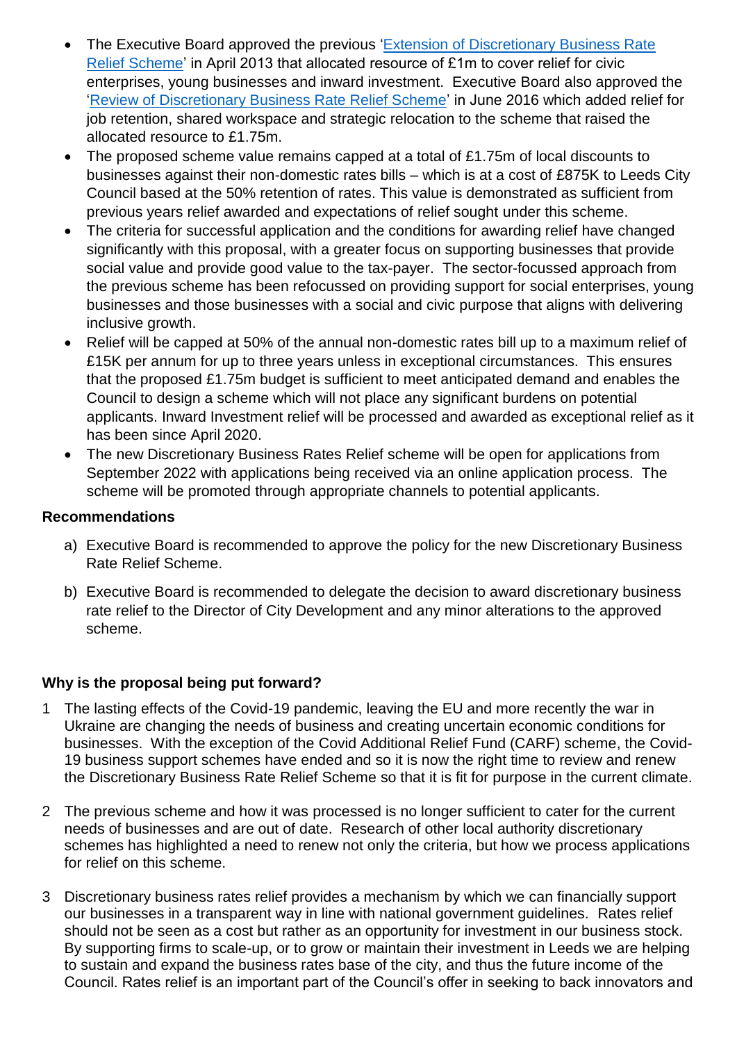- The Executive Board approved the previous '[Extension of Discretionary Business Rate Relief Scheme]' in April 2013 that allocated resource of £1m to cover relief for civic enterprises, young businesses and inward investment. Executive Board also approved the '[Review of Discretionary Business Rate Relief Scheme]' in June 2016 which added relief for job retention, shared workspace and strategic relocation to the scheme that raised the allocated resource to £1.75m.
- The proposed scheme value remains capped at a total of £1.75m of local discounts to businesses against their non-domestic rates bills – which is at a cost of £875K to Leeds City Council based at the 50% retention of rates. This value is demonstrated as sufficient from previous years relief awarded and expectations of relief sought under this scheme.
- The criteria for successful application and the conditions for awarding relief have changed significantly with this proposal, with a greater focus on supporting businesses that provide social value and provide good value to the tax-payer. The sector-focussed approach from the previous scheme has been refocussed on providing support for social enterprises, young businesses and those businesses with a social and civic purpose that aligns with delivering inclusive growth.
- Relief will be capped at 50% of the annual non-domestic rates bill up to a maximum relief of £15K per annum for up to three years unless in exceptional circumstances. This ensures that the proposed £1.75m budget is sufficient to meet anticipated demand and enables the Council to design a scheme which will not place any significant burdens on potential applicants. Inward Investment relief will be processed and awarded as exceptional relief as it has been since April 2020.
- The new Discretionary Business Rates Relief scheme will be open for applications from September 2022 with applications being received via an online application process. The scheme will be promoted through appropriate channels to potential applicants.

**Recommendations**

a) Executive Board is recommended to approve the policy for the new Discretionary Business Rate Relief Scheme.

b) Executive Board is recommended to delegate the decision to award discretionary business rate relief to the Director of City Development and any minor alterations to the approved scheme.

**Why is the proposal being put forward?**

1. The lasting effects of the Covid-19 pandemic, leaving the EU and more recently the war in Ukraine are changing the needs of business and creating uncertain economic conditions for businesses. With the exception of the Covid Additional Relief Fund (CARF) scheme, the Covid-19 business support schemes have ended and so it is now the right time to review and renew the Discretionary Business Rate Relief Scheme so that it is fit for purpose in the current climate.

2. The previous scheme and how it was processed is no longer sufficient to cater for the current needs of businesses and are out of date. Research of other local authority discretionary schemes has highlighted a need to renew not only the criteria, but how we process applications for relief on this scheme.

3. Discretionary business rates relief provides a mechanism by which we can financially support our businesses in a transparent way in line with national government guidelines. Rates relief should not be seen as a cost but rather as an opportunity for investment in our business stock. By supporting firms to scale-up, or to grow or maintain their investment in Leeds we are helping to sustain and expand the business rates base of the city, and thus the future income of the Council. Rates relief is an important part of the Council's offer in seeking to back innovators and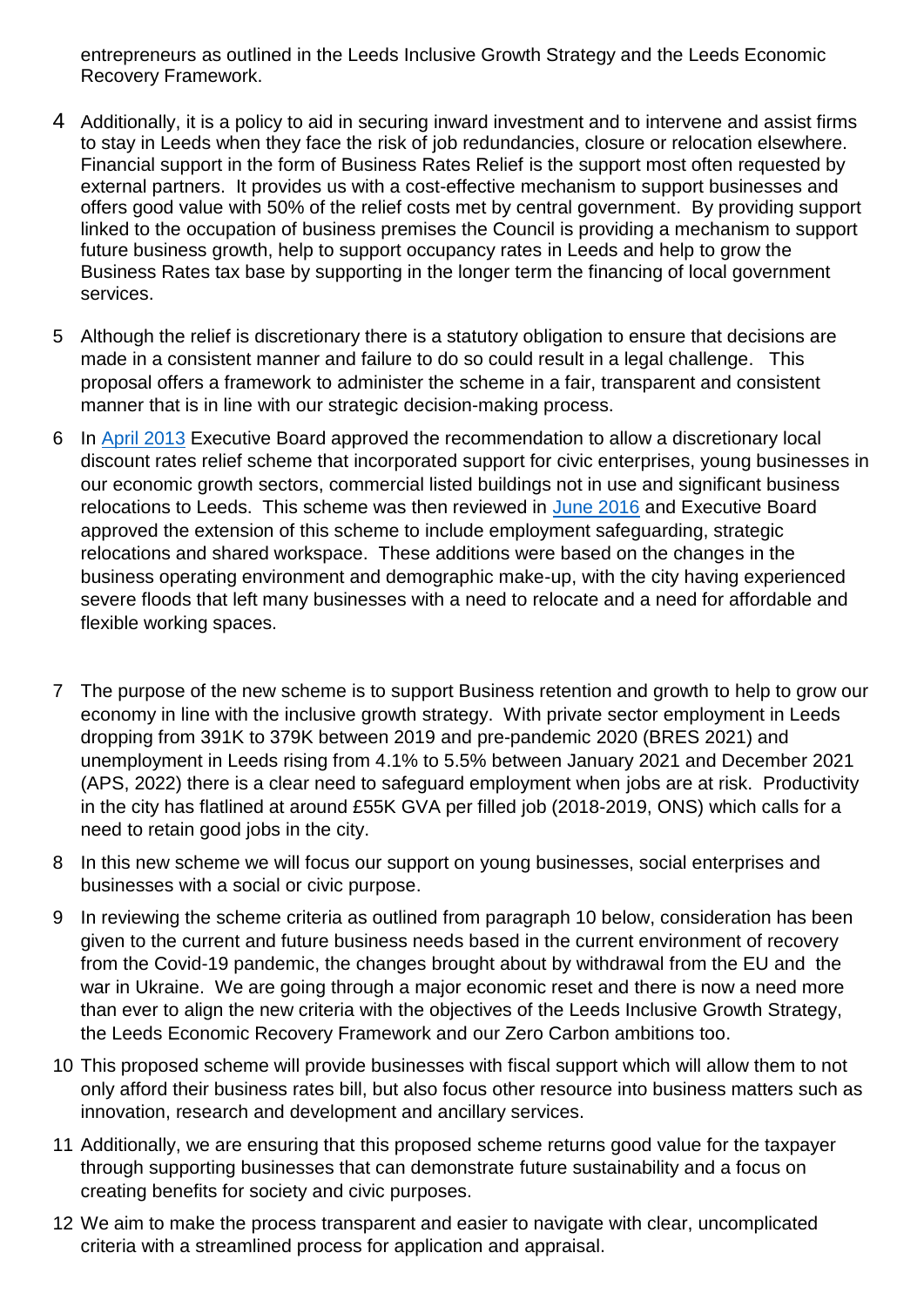entrepreneurs as outlined in the Leeds Inclusive Growth Strategy and the Leeds Economic Recovery Framework.

4 Additionally, it is a policy to aid in securing inward investment and to intervene and assist firms to stay in Leeds when they face the risk of job redundancies, closure or relocation elsewhere. Financial support in the form of Business Rates Relief is the support most often requested by external partners. It provides us with a cost-effective mechanism to support businesses and offers good value with 50% of the relief costs met by central government. By providing support linked to the occupation of business premises the Council is providing a mechanism to support future business growth, help to support occupancy rates in Leeds and help to grow the Business Rates tax base by supporting in the longer term the financing of local government services.

5 Although the relief is discretionary there is a statutory obligation to ensure that decisions are made in a consistent manner and failure to do so could result in a legal challenge. This proposal offers a framework to administer the scheme in a fair, transparent and consistent manner that is in line with our strategic decision-making process.

6 In April 2013 Executive Board approved the recommendation to allow a discretionary local discount rates relief scheme that incorporated support for civic enterprises, young businesses in our economic growth sectors, commercial listed buildings not in use and significant business relocations to Leeds. This scheme was then reviewed in June 2016 and Executive Board approved the extension of this scheme to include employment safeguarding, strategic relocations and shared workspace. These additions were based on the changes in the business operating environment and demographic make-up, with the city having experienced severe floods that left many businesses with a need to relocate and a need for affordable and flexible working spaces.

7 The purpose of the new scheme is to support Business retention and growth to help to grow our economy in line with the inclusive growth strategy. With private sector employment in Leeds dropping from 391K to 379K between 2019 and pre-pandemic 2020 (BRES 2021) and unemployment in Leeds rising from 4.1% to 5.5% between January 2021 and December 2021 (APS, 2022) there is a clear need to safeguard employment when jobs are at risk. Productivity in the city has flatlined at around £55K GVA per filled job (2018-2019, ONS) which calls for a need to retain good jobs in the city.

8 In this new scheme we will focus our support on young businesses, social enterprises and businesses with a social or civic purpose.

9 In reviewing the scheme criteria as outlined from paragraph 10 below, consideration has been given to the current and future business needs based in the current environment of recovery from the Covid-19 pandemic, the changes brought about by withdrawal from the EU and the war in Ukraine. We are going through a major economic reset and there is now a need more than ever to align the new criteria with the objectives of the Leeds Inclusive Growth Strategy, the Leeds Economic Recovery Framework and our Zero Carbon ambitions too.

10 This proposed scheme will provide businesses with fiscal support which will allow them to not only afford their business rates bill, but also focus other resource into business matters such as innovation, research and development and ancillary services.

11 Additionally, we are ensuring that this proposed scheme returns good value for the taxpayer through supporting businesses that can demonstrate future sustainability and a focus on creating benefits for society and civic purposes.

12 We aim to make the process transparent and easier to navigate with clear, uncomplicated criteria with a streamlined process for application and appraisal.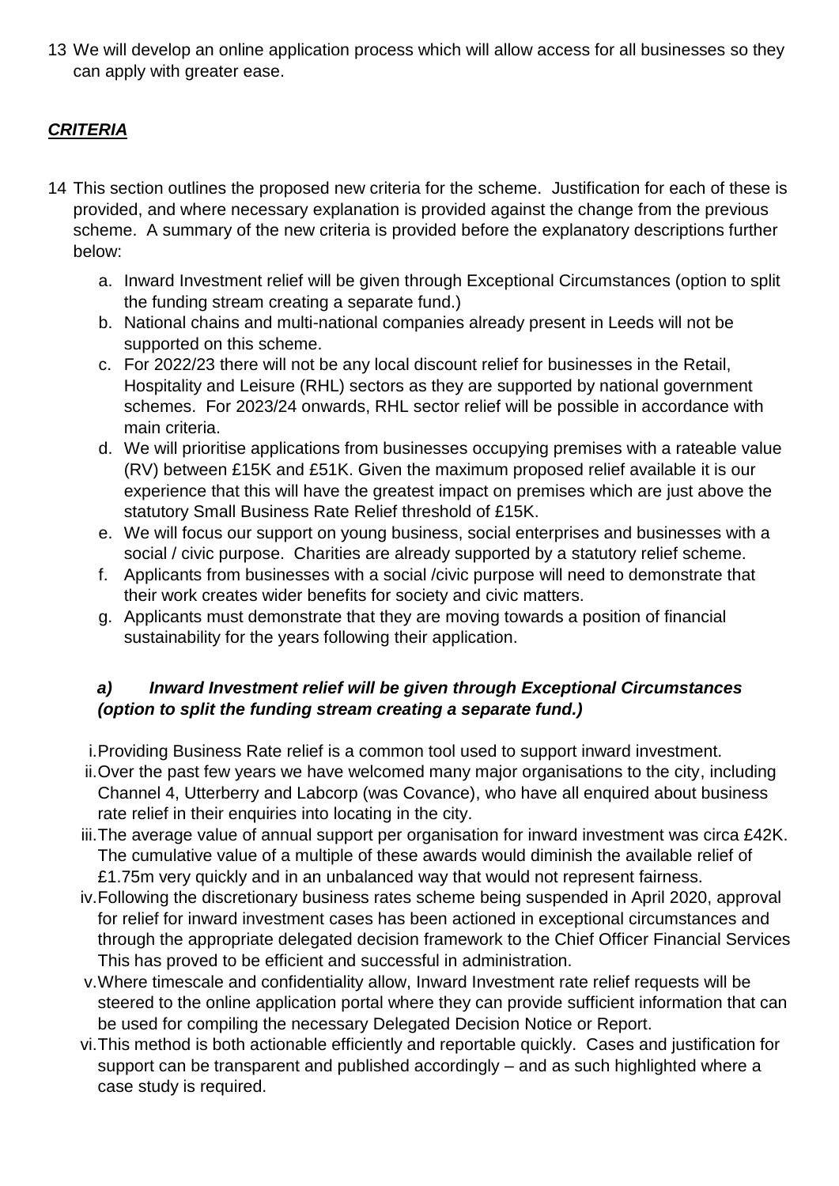13 We will develop an online application process which will allow access for all businesses so they can apply with greater ease.

## ***CRITERIA***

14 This section outlines the proposed new criteria for the scheme. Justification for each of these is provided, and where necessary explanation is provided against the change from the previous scheme. A summary of the new criteria is provided before the explanatory descriptions further below:

a. Inward Investment relief will be given through Exceptional Circumstances (option to split the funding stream creating a separate fund.)
b. National chains and multi-national companies already present in Leeds will not be supported on this scheme.
c. For 2022/23 there will not be any local discount relief for businesses in the Retail, Hospitality and Leisure (RHL) sectors as they are supported by national government schemes. For 2023/24 onwards, RHL sector relief will be possible in accordance with main criteria.
d. We will prioritise applications from businesses occupying premises with a rateable value (RV) between £15K and £51K. Given the maximum proposed relief available it is our experience that this will have the greatest impact on premises which are just above the statutory Small Business Rate Relief threshold of £15K.
e. We will focus our support on young business, social enterprises and businesses with a social / civic purpose. Charities are already supported by a statutory relief scheme.
f. Applicants from businesses with a social /civic purpose will need to demonstrate that their work creates wider benefits for society and civic matters.
g. Applicants must demonstrate that they are moving towards a position of financial sustainability for the years following their application.

### ***a) Inward Investment relief will be given through Exceptional Circumstances (option to split the funding stream creating a separate fund.)***

i. Providing Business Rate relief is a common tool used to support inward investment.
ii. Over the past few years we have welcomed many major organisations to the city, including Channel 4, Utterberry and Labcorp (was Covance), who have all enquired about business rate relief in their enquiries into locating in the city.
iii. The average value of annual support per organisation for inward investment was circa £42K. The cumulative value of a multiple of these awards would diminish the available relief of £1.75m very quickly and in an unbalanced way that would not represent fairness.
iv. Following the discretionary business rates scheme being suspended in April 2020, approval for relief for inward investment cases has been actioned in exceptional circumstances and through the appropriate delegated decision framework to the Chief Officer Financial Services This has proved to be efficient and successful in administration.
v. Where timescale and confidentiality allow, Inward Investment rate relief requests will be steered to the online application portal where they can provide sufficient information that can be used for compiling the necessary Delegated Decision Notice or Report.
vi. This method is both actionable efficiently and reportable quickly. Cases and justification for support can be transparent and published accordingly – and as such highlighted where a case study is required.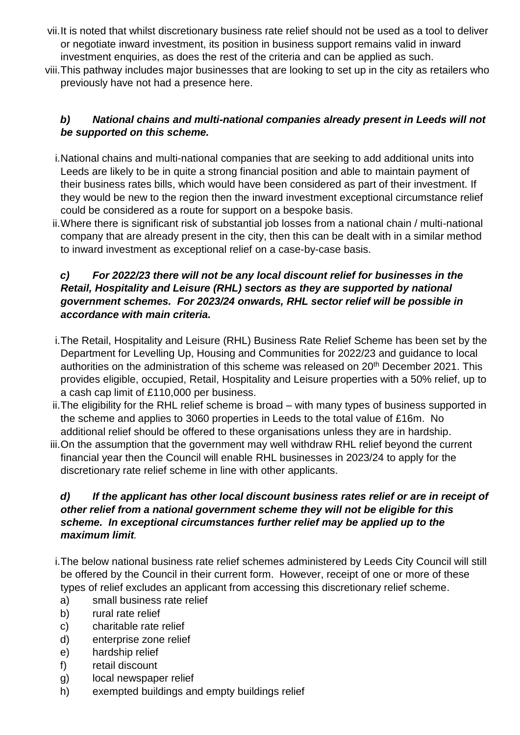vii. It is noted that whilst discretionary business rate relief should not be used as a tool to deliver or negotiate inward investment, its position in business support remains valid in inward investment enquiries, as does the rest of the criteria and can be applied as such.

viii. This pathway includes major businesses that are looking to set up in the city as retailers who previously have not had a presence here.

***b) National chains and multi-national companies already present in Leeds will not be supported on this scheme.***

i. National chains and multi-national companies that are seeking to add additional units into Leeds are likely to be in quite a strong financial position and able to maintain payment of their business rates bills, which would have been considered as part of their investment. If they would be new to the region then the inward investment exceptional circumstance relief could be considered as a route for support on a bespoke basis.

ii. Where there is significant risk of substantial job losses from a national chain / multi-national company that are already present in the city, then this can be dealt with in a similar method to inward investment as exceptional relief on a case-by-case basis.

***c) For 2022/23 there will not be any local discount relief for businesses in the Retail, Hospitality and Leisure (RHL) sectors as they are supported by national government schemes. For 2023/24 onwards, RHL sector relief will be possible in accordance with main criteria.***

i. The Retail, Hospitality and Leisure (RHL) Business Rate Relief Scheme has been set by the Department for Levelling Up, Housing and Communities for 2022/23 and guidance to local authorities on the administration of this scheme was released on 20th December 2021. This provides eligible, occupied, Retail, Hospitality and Leisure properties with a 50% relief, up to a cash cap limit of £110,000 per business.

ii. The eligibility for the RHL relief scheme is broad – with many types of business supported in the scheme and applies to 3060 properties in Leeds to the total value of £16m. No additional relief should be offered to these organisations unless they are in hardship.

iii. On the assumption that the government may well withdraw RHL relief beyond the current financial year then the Council will enable RHL businesses in 2023/24 to apply for the discretionary rate relief scheme in line with other applicants.

***d) If the applicant has other local discount business rates relief or are in receipt of other relief from a national government scheme they will not be eligible for this scheme. In exceptional circumstances further relief may be applied up to the maximum limit.***

i. The below national business rate relief schemes administered by Leeds City Council will still be offered by the Council in their current form. However, receipt of one or more of these types of relief excludes an applicant from accessing this discretionary relief scheme.

a) small business rate relief
b) rural rate relief
c) charitable rate relief
d) enterprise zone relief
e) hardship relief
f) retail discount
g) local newspaper relief
h) exempted buildings and empty buildings relief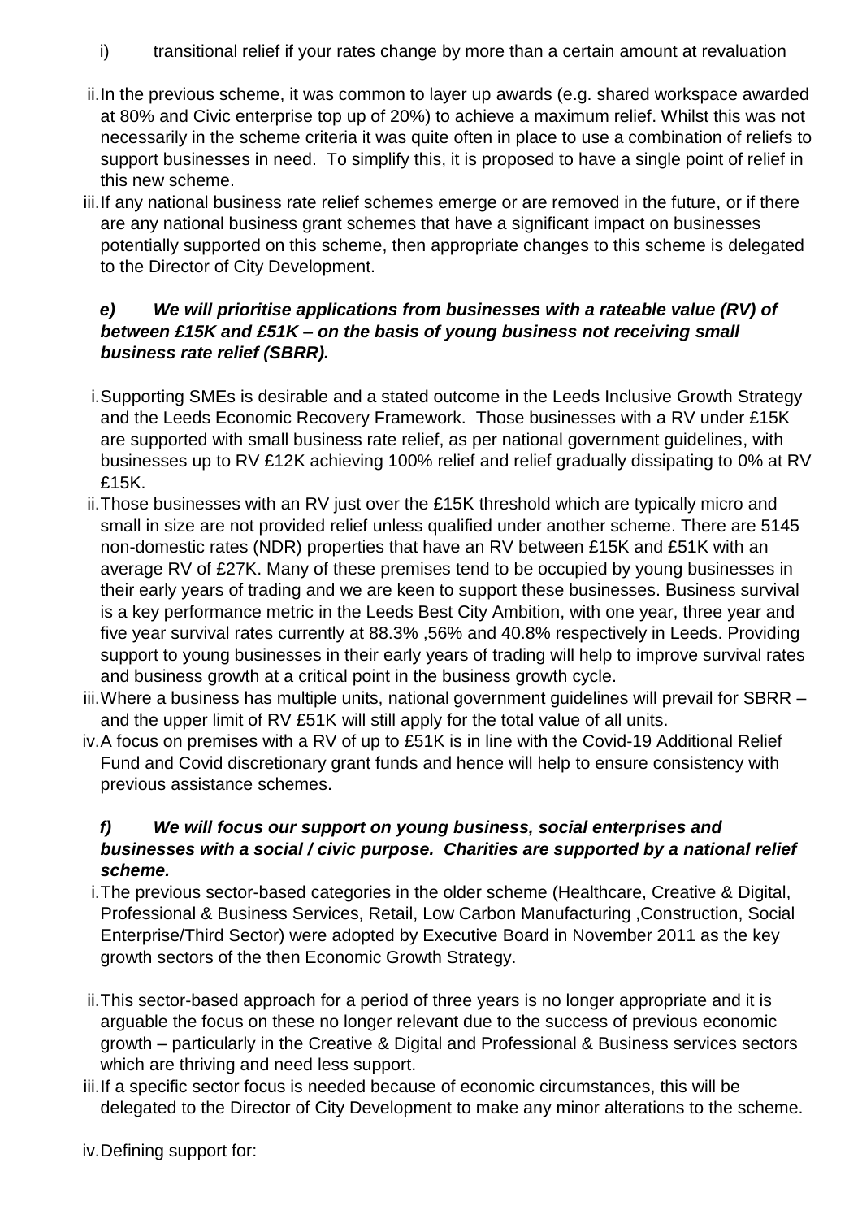i) transitional relief if your rates change by more than a certain amount at revaluation

ii. In the previous scheme, it was common to layer up awards (e.g. shared workspace awarded at 80% and Civic enterprise top up of 20%) to achieve a maximum relief. Whilst this was not necessarily in the scheme criteria it was quite often in place to use a combination of reliefs to support businesses in need. To simplify this, it is proposed to have a single point of relief in this new scheme.

iii. If any national business rate relief schemes emerge or are removed in the future, or if there are any national business grant schemes that have a significant impact on businesses potentially supported on this scheme, then appropriate changes to this scheme is delegated to the Director of City Development.

***e) We will prioritise applications from businesses with a rateable value (RV) of between £15K and £51K – on the basis of young business not receiving small business rate relief (SBRR).***

i. Supporting SMEs is desirable and a stated outcome in the Leeds Inclusive Growth Strategy and the Leeds Economic Recovery Framework. Those businesses with a RV under £15K are supported with small business rate relief, as per national government guidelines, with businesses up to RV £12K achieving 100% relief and relief gradually dissipating to 0% at RV £15K.

ii. Those businesses with an RV just over the £15K threshold which are typically micro and small in size are not provided relief unless qualified under another scheme. There are 5145 non-domestic rates (NDR) properties that have an RV between £15K and £51K with an average RV of £27K. Many of these premises tend to be occupied by young businesses in their early years of trading and we are keen to support these businesses. Business survival is a key performance metric in the Leeds Best City Ambition, with one year, three year and five year survival rates currently at 88.3% ,56% and 40.8% respectively in Leeds. Providing support to young businesses in their early years of trading will help to improve survival rates and business growth at a critical point in the business growth cycle.

iii. Where a business has multiple units, national government guidelines will prevail for SBRR – and the upper limit of RV £51K will still apply for the total value of all units.

iv. A focus on premises with a RV of up to £51K is in line with the Covid-19 Additional Relief Fund and Covid discretionary grant funds and hence will help to ensure consistency with previous assistance schemes.

***f) We will focus our support on young business, social enterprises and businesses with a social / civic purpose. Charities are supported by a national relief scheme.***

i. The previous sector-based categories in the older scheme (Healthcare, Creative & Digital, Professional & Business Services, Retail, Low Carbon Manufacturing ,Construction, Social Enterprise/Third Sector) were adopted by Executive Board in November 2011 as the key growth sectors of the then Economic Growth Strategy.

ii. This sector-based approach for a period of three years is no longer appropriate and it is arguable the focus on these no longer relevant due to the success of previous economic growth – particularly in the Creative & Digital and Professional & Business services sectors which are thriving and need less support.

iii. If a specific sector focus is needed because of economic circumstances, this will be delegated to the Director of City Development to make any minor alterations to the scheme.

iv. Defining support for: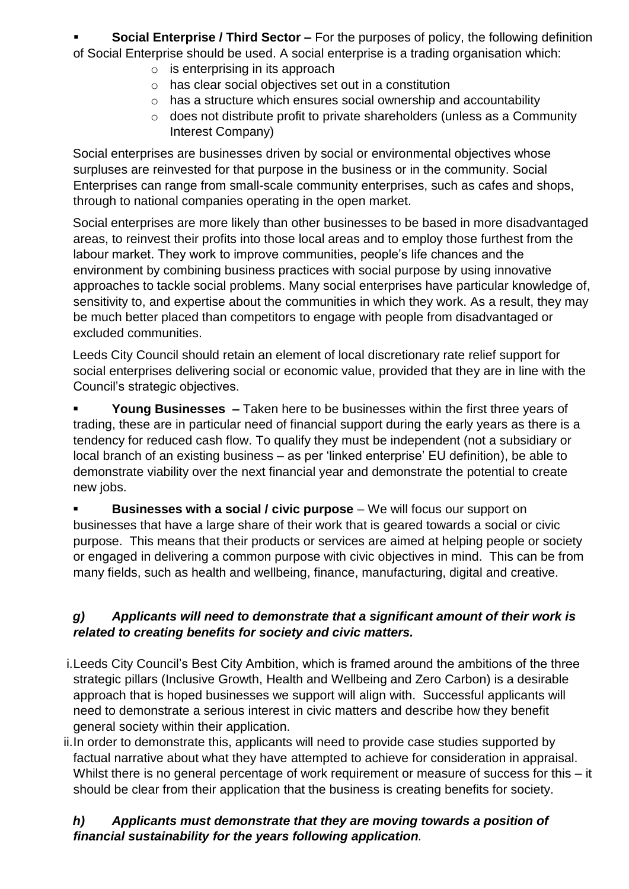- **Social Enterprise / Third Sector –** For the purposes of policy, the following definition of Social Enterprise should be used. A social enterprise is a trading organisation which:
  - is enterprising in its approach
  - has clear social objectives set out in a constitution
  - has a structure which ensures social ownership and accountability
  - does not distribute profit to private shareholders (unless as a Community Interest Company)

  Social enterprises are businesses driven by social or environmental objectives whose surpluses are reinvested for that purpose in the business or in the community. Social Enterprises can range from small-scale community enterprises, such as cafes and shops, through to national companies operating in the open market.

  Social enterprises are more likely than other businesses to be based in more disadvantaged areas, to reinvest their profits into those local areas and to employ those furthest from the labour market. They work to improve communities, people's life chances and the environment by combining business practices with social purpose by using innovative approaches to tackle social problems. Many social enterprises have particular knowledge of, sensitivity to, and expertise about the communities in which they work. As a result, they may be much better placed than competitors to engage with people from disadvantaged or excluded communities.

  Leeds City Council should retain an element of local discretionary rate relief support for social enterprises delivering social or economic value, provided that they are in line with the Council's strategic objectives.

- **Young Businesses –** Taken here to be businesses within the first three years of trading, these are in particular need of financial support during the early years as there is a tendency for reduced cash flow. To qualify they must be independent (not a subsidiary or local branch of an existing business – as per 'linked enterprise' EU definition), be able to demonstrate viability over the next financial year and demonstrate the potential to create new jobs.

- **Businesses with a social / civic purpose** – We will focus our support on businesses that have a large share of their work that is geared towards a social or civic purpose. This means that their products or services are aimed at helping people or society or engaged in delivering a common purpose with civic objectives in mind. This can be from many fields, such as health and wellbeing, finance, manufacturing, digital and creative.

***g) Applicants will need to demonstrate that a significant amount of their work is related to creating benefits for society and civic matters.***

i. Leeds City Council's Best City Ambition, which is framed around the ambitions of the three strategic pillars (Inclusive Growth, Health and Wellbeing and Zero Carbon) is a desirable approach that is hoped businesses we support will align with. Successful applicants will need to demonstrate a serious interest in civic matters and describe how they benefit general society within their application.

ii. In order to demonstrate this, applicants will need to provide case studies supported by factual narrative about what they have attempted to achieve for consideration in appraisal. Whilst there is no general percentage of work requirement or measure of success for this – it should be clear from their application that the business is creating benefits for society.

***h) Applicants must demonstrate that they are moving towards a position of financial sustainability for the years following application.***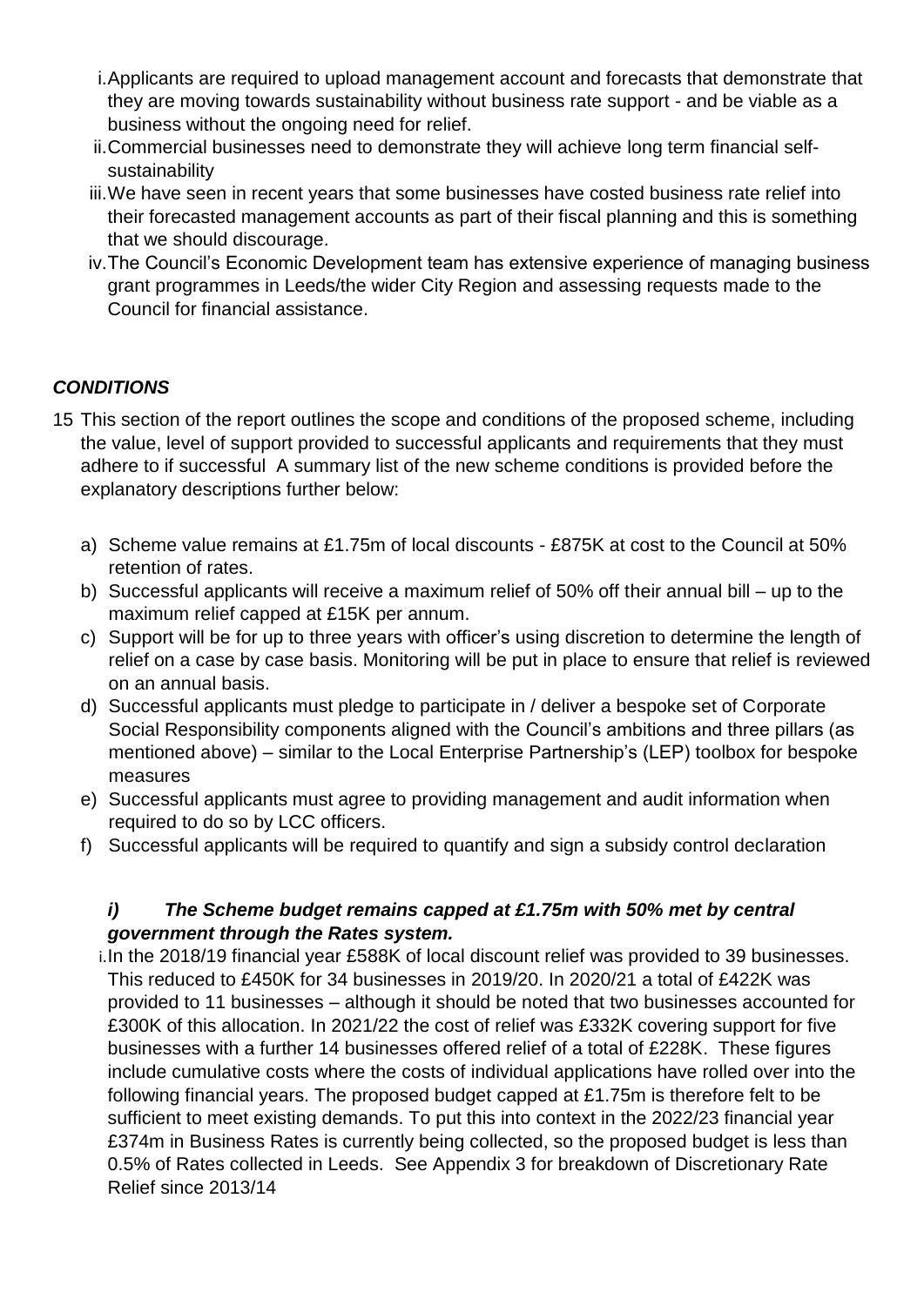i. Applicants are required to upload management account and forecasts that demonstrate that they are moving towards sustainability without business rate support - and be viable as a business without the ongoing need for relief.
ii. Commercial businesses need to demonstrate they will achieve long term financial self-sustainability
iii. We have seen in recent years that some businesses have costed business rate relief into their forecasted management accounts as part of their fiscal planning and this is something that we should discourage.
iv. The Council's Economic Development team has extensive experience of managing business grant programmes in Leeds/the wider City Region and assessing requests made to the Council for financial assistance.

### *CONDITIONS*

15 This section of the report outlines the scope and conditions of the proposed scheme, including the value, level of support provided to successful applicants and requirements that they must adhere to if successful A summary list of the new scheme conditions is provided before the explanatory descriptions further below:

a) Scheme value remains at £1.75m of local discounts - £875K at cost to the Council at 50% retention of rates.
b) Successful applicants will receive a maximum relief of 50% off their annual bill – up to the maximum relief capped at £15K per annum.
c) Support will be for up to three years with officer's using discretion to determine the length of relief on a case by case basis. Monitoring will be put in place to ensure that relief is reviewed on an annual basis.
d) Successful applicants must pledge to participate in / deliver a bespoke set of Corporate Social Responsibility components aligned with the Council's ambitions and three pillars (as mentioned above) – similar to the Local Enterprise Partnership's (LEP) toolbox for bespoke measures
e) Successful applicants must agree to providing management and audit information when required to do so by LCC officers.
f) Successful applicants will be required to quantify and sign a subsidy control declaration

#### ***i) The Scheme budget remains capped at £1.75m with 50% met by central government through the Rates system.***

i. In the 2018/19 financial year £588K of local discount relief was provided to 39 businesses. This reduced to £450K for 34 businesses in 2019/20. In 2020/21 a total of £422K was provided to 11 businesses – although it should be noted that two businesses accounted for £300K of this allocation. In 2021/22 the cost of relief was £332K covering support for five businesses with a further 14 businesses offered relief of a total of £228K. These figures include cumulative costs where the costs of individual applications have rolled over into the following financial years. The proposed budget capped at £1.75m is therefore felt to be sufficient to meet existing demands. To put this into context in the 2022/23 financial year £374m in Business Rates is currently being collected, so the proposed budget is less than 0.5% of Rates collected in Leeds. See Appendix 3 for breakdown of Discretionary Rate Relief since 2013/14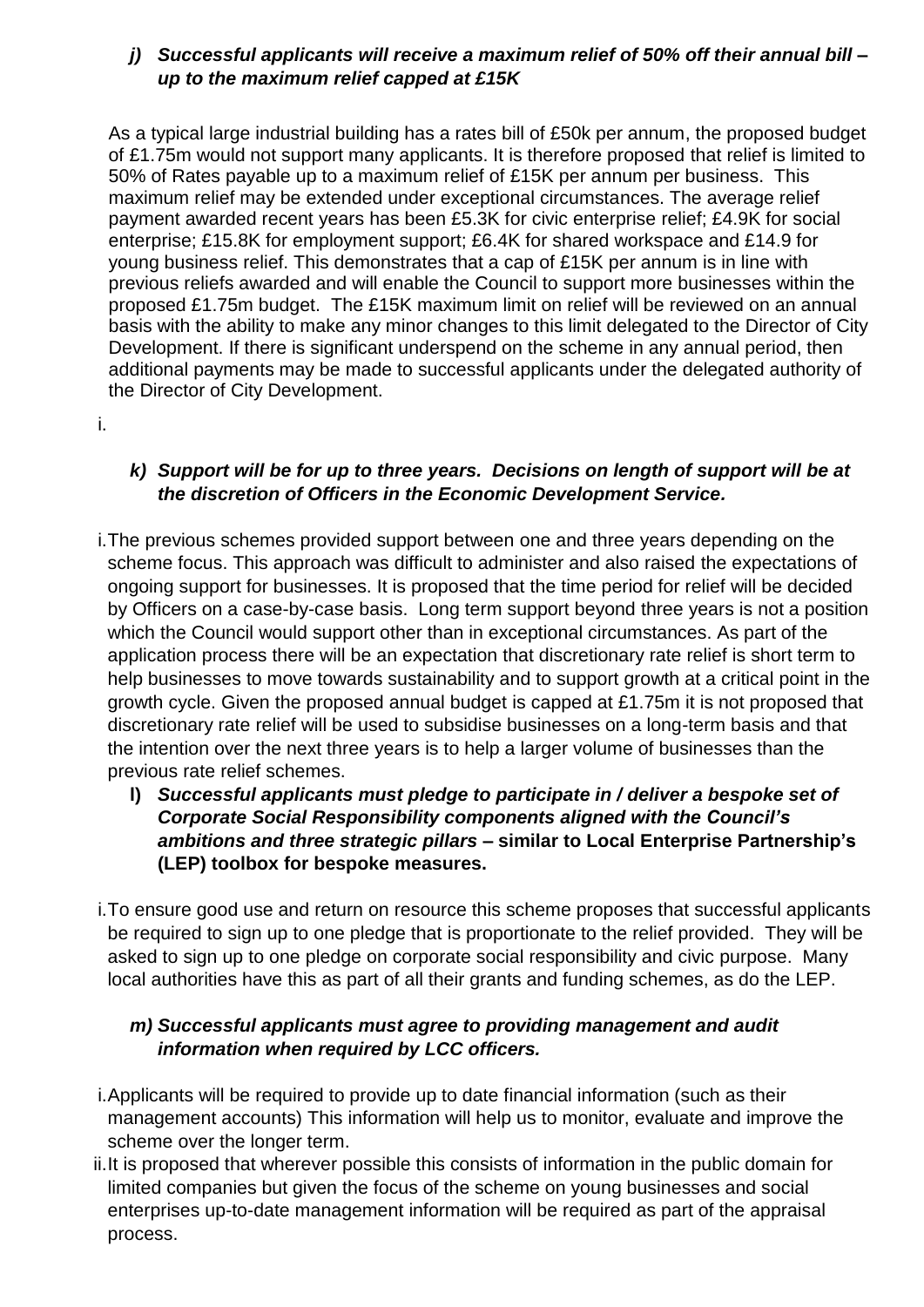***j) Successful applicants will receive a maximum relief of 50% off their annual bill – up to the maximum relief capped at £15K***

As a typical large industrial building has a rates bill of £50k per annum, the proposed budget of £1.75m would not support many applicants. It is therefore proposed that relief is limited to 50% of Rates payable up to a maximum relief of £15K per annum per business. This maximum relief may be extended under exceptional circumstances. The average relief payment awarded recent years has been £5.3K for civic enterprise relief; £4.9K for social enterprise; £15.8K for employment support; £6.4K for shared workspace and £14.9 for young business relief. This demonstrates that a cap of £15K per annum is in line with previous reliefs awarded and will enable the Council to support more businesses within the proposed £1.75m budget. The £15K maximum limit on relief will be reviewed on an annual basis with the ability to make any minor changes to this limit delegated to the Director of City Development. If there is significant underspend on the scheme in any annual period, then additional payments may be made to successful applicants under the delegated authority of the Director of City Development.

i.

***k) Support will be for up to three years. Decisions on length of support will be at the discretion of Officers in the Economic Development Service.***

i. The previous schemes provided support between one and three years depending on the scheme focus. This approach was difficult to administer and also raised the expectations of ongoing support for businesses. It is proposed that the time period for relief will be decided by Officers on a case-by-case basis. Long term support beyond three years is not a position which the Council would support other than in exceptional circumstances. As part of the application process there will be an expectation that discretionary rate relief is short term to help businesses to move towards sustainability and to support growth at a critical point in the growth cycle. Given the proposed annual budget is capped at £1.75m it is not proposed that discretionary rate relief will be used to subsidise businesses on a long-term basis and that the intention over the next three years is to help a larger volume of businesses than the previous rate relief schemes.

**l) *Successful applicants must pledge to participate in / deliver a bespoke set of Corporate Social Responsibility components aligned with the Council's ambitions and three strategic pillars* – similar to Local Enterprise Partnership's (LEP) toolbox for bespoke measures.**

i. To ensure good use and return on resource this scheme proposes that successful applicants be required to sign up to one pledge that is proportionate to the relief provided. They will be asked to sign up to one pledge on corporate social responsibility and civic purpose. Many local authorities have this as part of all their grants and funding schemes, as do the LEP.

***m) Successful applicants must agree to providing management and audit information when required by LCC officers.***

i. Applicants will be required to provide up to date financial information (such as their management accounts) This information will help us to monitor, evaluate and improve the scheme over the longer term.

ii. It is proposed that wherever possible this consists of information in the public domain for limited companies but given the focus of the scheme on young businesses and social enterprises up-to-date management information will be required as part of the appraisal process.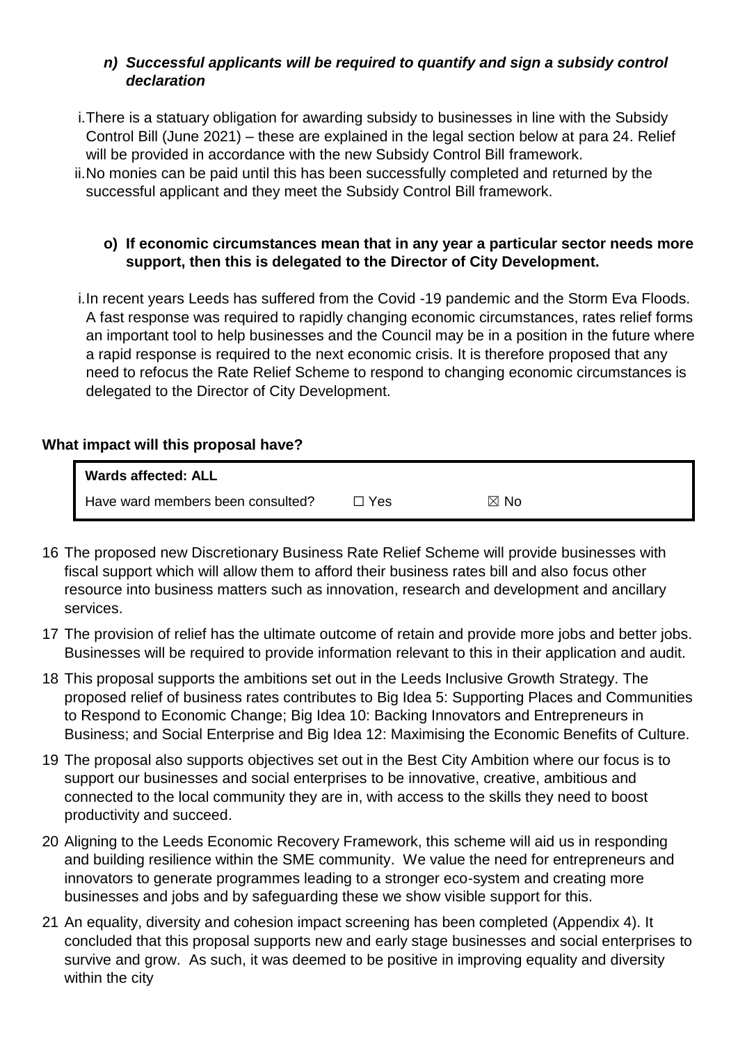***n) Successful applicants will be required to quantify and sign a subsidy control declaration***

i. There is a statuary obligation for awarding subsidy to businesses in line with the Subsidy Control Bill (June 2021) – these are explained in the legal section below at para 24. Relief will be provided in accordance with the new Subsidy Control Bill framework.

ii. No monies can be paid until this has been successfully completed and returned by the successful applicant and they meet the Subsidy Control Bill framework.

**o) If economic circumstances mean that in any year a particular sector needs more support, then this is delegated to the Director of City Development.**

i. In recent years Leeds has suffered from the Covid -19 pandemic and the Storm Eva Floods. A fast response was required to rapidly changing economic circumstances, rates relief forms an important tool to help businesses and the Council may be in a position in the future where a rapid response is required to the next economic crisis. It is therefore proposed that any need to refocus the Rate Relief Scheme to respond to changing economic circumstances is delegated to the Director of City Development.

**What impact will this proposal have?**

| **Wards affected: ALL** | | |
|---|---|---|
| Have ward members been consulted? | ☐ Yes | ☒ No |

16 The proposed new Discretionary Business Rate Relief Scheme will provide businesses with fiscal support which will allow them to afford their business rates bill and also focus other resource into business matters such as innovation, research and development and ancillary services.

17 The provision of relief has the ultimate outcome of retain and provide more jobs and better jobs. Businesses will be required to provide information relevant to this in their application and audit.

18 This proposal supports the ambitions set out in the Leeds Inclusive Growth Strategy. The proposed relief of business rates contributes to Big Idea 5: Supporting Places and Communities to Respond to Economic Change; Big Idea 10: Backing Innovators and Entrepreneurs in Business; and Social Enterprise and Big Idea 12: Maximising the Economic Benefits of Culture.

19 The proposal also supports objectives set out in the Best City Ambition where our focus is to support our businesses and social enterprises to be innovative, creative, ambitious and connected to the local community they are in, with access to the skills they need to boost productivity and succeed.

20 Aligning to the Leeds Economic Recovery Framework, this scheme will aid us in responding and building resilience within the SME community. We value the need for entrepreneurs and innovators to generate programmes leading to a stronger eco-system and creating more businesses and jobs and by safeguarding these we show visible support for this.

21 An equality, diversity and cohesion impact screening has been completed (Appendix 4). It concluded that this proposal supports new and early stage businesses and social enterprises to survive and grow. As such, it was deemed to be positive in improving equality and diversity within the city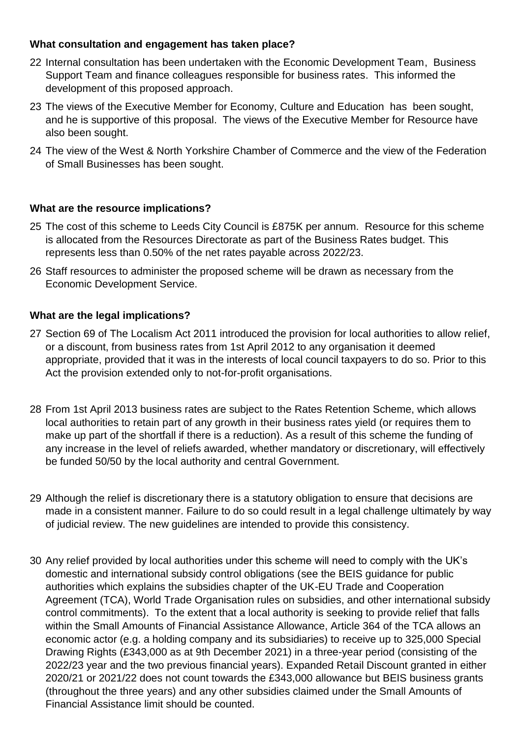**What consultation and engagement has taken place?**

22 Internal consultation has been undertaken with the Economic Development Team, Business Support Team and finance colleagues responsible for business rates. This informed the development of this proposed approach.

23 The views of the Executive Member for Economy, Culture and Education has been sought, and he is supportive of this proposal. The views of the Executive Member for Resource have also been sought.

24 The view of the West & North Yorkshire Chamber of Commerce and the view of the Federation of Small Businesses has been sought.

**What are the resource implications?**

25 The cost of this scheme to Leeds City Council is £875K per annum. Resource for this scheme is allocated from the Resources Directorate as part of the Business Rates budget. This represents less than 0.50% of the net rates payable across 2022/23.

26 Staff resources to administer the proposed scheme will be drawn as necessary from the Economic Development Service.

**What are the legal implications?**

27 Section 69 of The Localism Act 2011 introduced the provision for local authorities to allow relief, or a discount, from business rates from 1st April 2012 to any organisation it deemed appropriate, provided that it was in the interests of local council taxpayers to do so. Prior to this Act the provision extended only to not-for-profit organisations.

28 From 1st April 2013 business rates are subject to the Rates Retention Scheme, which allows local authorities to retain part of any growth in their business rates yield (or requires them to make up part of the shortfall if there is a reduction). As a result of this scheme the funding of any increase in the level of reliefs awarded, whether mandatory or discretionary, will effectively be funded 50/50 by the local authority and central Government.

29 Although the relief is discretionary there is a statutory obligation to ensure that decisions are made in a consistent manner. Failure to do so could result in a legal challenge ultimately by way of judicial review. The new guidelines are intended to provide this consistency.

30 Any relief provided by local authorities under this scheme will need to comply with the UK's domestic and international subsidy control obligations (see the BEIS guidance for public authorities which explains the subsidies chapter of the UK-EU Trade and Cooperation Agreement (TCA), World Trade Organisation rules on subsidies, and other international subsidy control commitments). To the extent that a local authority is seeking to provide relief that falls within the Small Amounts of Financial Assistance Allowance, Article 364 of the TCA allows an economic actor (e.g. a holding company and its subsidiaries) to receive up to 325,000 Special Drawing Rights (£343,000 as at 9th December 2021) in a three-year period (consisting of the 2022/23 year and the two previous financial years). Expanded Retail Discount granted in either 2020/21 or 2021/22 does not count towards the £343,000 allowance but BEIS business grants (throughout the three years) and any other subsidies claimed under the Small Amounts of Financial Assistance limit should be counted.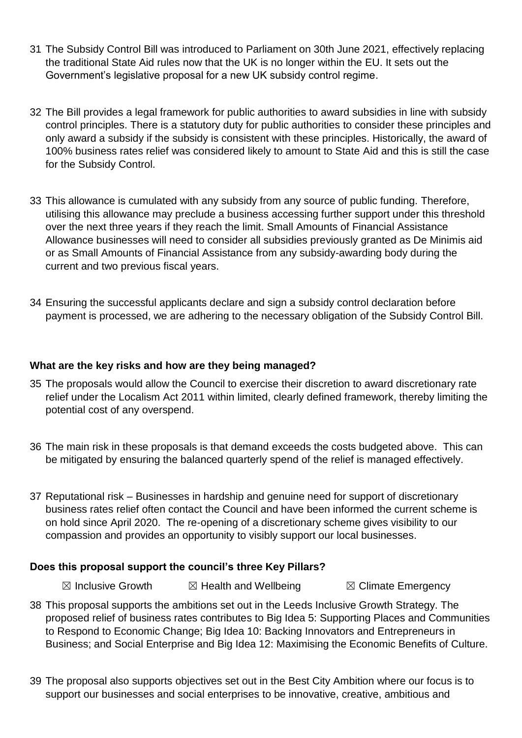31 The Subsidy Control Bill was introduced to Parliament on 30th June 2021, effectively replacing the traditional State Aid rules now that the UK is no longer within the EU. It sets out the Government's legislative proposal for a new UK subsidy control regime.

32 The Bill provides a legal framework for public authorities to award subsidies in line with subsidy control principles. There is a statutory duty for public authorities to consider these principles and only award a subsidy if the subsidy is consistent with these principles. Historically, the award of 100% business rates relief was considered likely to amount to State Aid and this is still the case for the Subsidy Control.

33 This allowance is cumulated with any subsidy from any source of public funding. Therefore, utilising this allowance may preclude a business accessing further support under this threshold over the next three years if they reach the limit. Small Amounts of Financial Assistance Allowance businesses will need to consider all subsidies previously granted as De Minimis aid or as Small Amounts of Financial Assistance from any subsidy-awarding body during the current and two previous fiscal years.

34 Ensuring the successful applicants declare and sign a subsidy control declaration before payment is processed, we are adhering to the necessary obligation of the Subsidy Control Bill.

**What are the key risks and how are they being managed?**

35 The proposals would allow the Council to exercise their discretion to award discretionary rate relief under the Localism Act 2011 within limited, clearly defined framework, thereby limiting the potential cost of any overspend.

36 The main risk in these proposals is that demand exceeds the costs budgeted above. This can be mitigated by ensuring the balanced quarterly spend of the relief is managed effectively.

37 Reputational risk – Businesses in hardship and genuine need for support of discretionary business rates relief often contact the Council and have been informed the current scheme is on hold since April 2020. The re-opening of a discretionary scheme gives visibility to our compassion and provides an opportunity to visibly support our local businesses.

**Does this proposal support the council's three Key Pillars?**

☒ Inclusive Growth ☒ Health and Wellbeing ☒ Climate Emergency

38 This proposal supports the ambitions set out in the Leeds Inclusive Growth Strategy. The proposed relief of business rates contributes to Big Idea 5: Supporting Places and Communities to Respond to Economic Change; Big Idea 10: Backing Innovators and Entrepreneurs in Business; and Social Enterprise and Big Idea 12: Maximising the Economic Benefits of Culture.

39 The proposal also supports objectives set out in the Best City Ambition where our focus is to support our businesses and social enterprises to be innovative, creative, ambitious and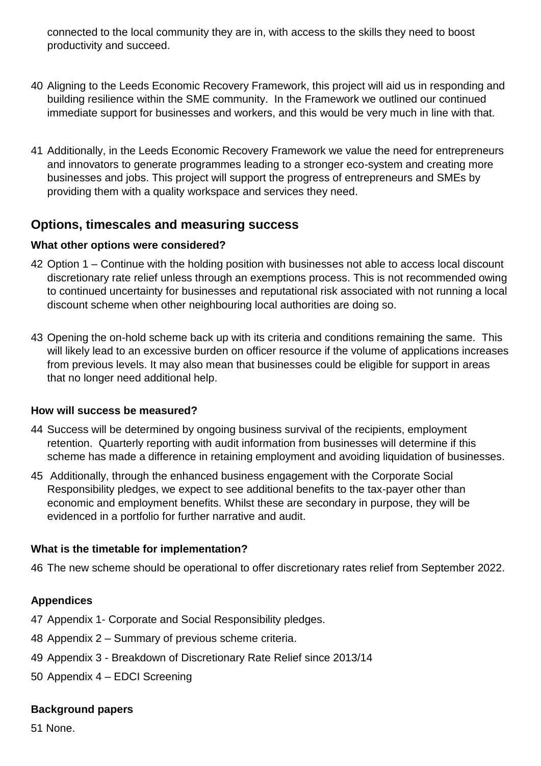connected to the local community they are in, with access to the skills they need to boost productivity and succeed.

40 Aligning to the Leeds Economic Recovery Framework, this project will aid us in responding and building resilience within the SME community.  In the Framework we outlined our continued immediate support for businesses and workers, and this would be very much in line with that.

41 Additionally, in the Leeds Economic Recovery Framework we value the need for entrepreneurs and innovators to generate programmes leading to a stronger eco-system and creating more businesses and jobs. This project will support the progress of entrepreneurs and SMEs by providing them with a quality workspace and services they need.

## Options, timescales and measuring success

### What other options were considered?

42 Option 1 – Continue with the holding position with businesses not able to access local discount discretionary rate relief unless through an exemptions process. This is not recommended owing to continued uncertainty for businesses and reputational risk associated with not running a local discount scheme when other neighbouring local authorities are doing so.

43 Opening the on-hold scheme back up with its criteria and conditions remaining the same.  This will likely lead to an excessive burden on officer resource if the volume of applications increases from previous levels. It may also mean that businesses could be eligible for support in areas that no longer need additional help.

### How will success be measured?

44 Success will be determined by ongoing business survival of the recipients, employment retention.  Quarterly reporting with audit information from businesses will determine if this scheme has made a difference in retaining employment and avoiding liquidation of businesses.

45 Additionally, through the enhanced business engagement with the Corporate Social Responsibility pledges, we expect to see additional benefits to the tax-payer other than economic and employment benefits. Whilst these are secondary in purpose, they will be evidenced in a portfolio for further narrative and audit.

### What is the timetable for implementation?

46 The new scheme should be operational to offer discretionary rates relief from September 2022.

### Appendices

47 Appendix 1- Corporate and Social Responsibility pledges.

48 Appendix 2 – Summary of previous scheme criteria.

49 Appendix 3 - Breakdown of Discretionary Rate Relief since 2013/14

50 Appendix 4 – EDCI Screening

### Background papers

51 None.